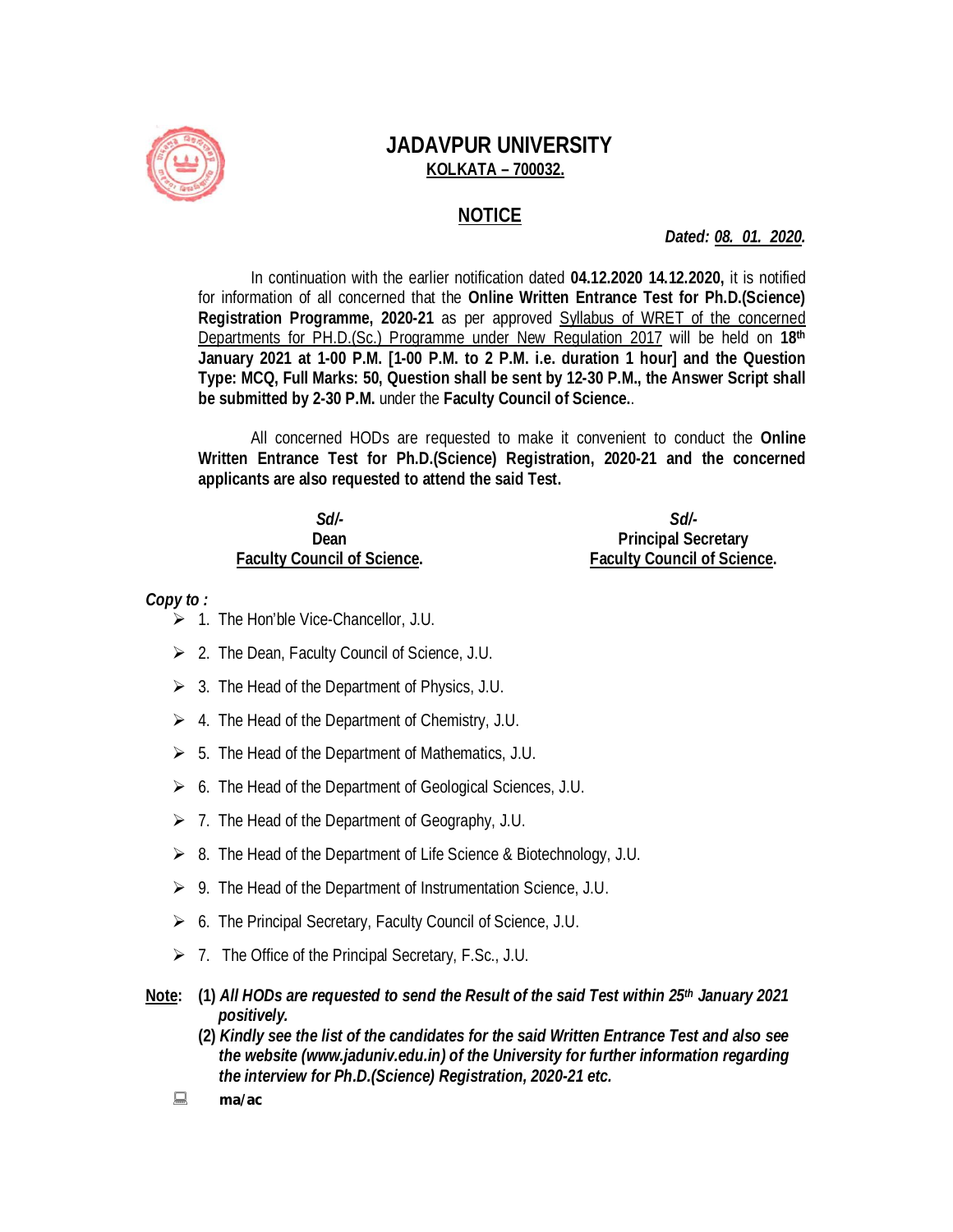# JADAVPUR UNIVERSITY

**KOLKATA – 700032.**

## NOTICE

***Dated: 08. 01. 2020.***

In continuation with the earlier notification dated **04.12.2020 14.12.2020,** it is notified for information of all concerned that the **Online Written Entrance Test for Ph.D.(Science) Registration Programme, 2020-21** as per approved Syllabus of WRET of the concerned Departments for PH.D.(Sc.) Programme under New Regulation 2017 will be held on **18th January 2021 at 1-00 P.M. [1-00 P.M. to 2 P.M. i.e. duration 1 hour] and the Question Type: MCQ, Full Marks: 50, Question shall be sent by 12-30 P.M., the Answer Script shall be submitted by 2-30 P.M.** under the **Faculty Council of Science.**.

All concerned HODs are requested to make it convenient to conduct the **Online Written Entrance Test for Ph.D.(Science) Registration, 2020-21 and the concerned applicants are also requested to attend the said Test.**

*Sd/-*
**Dean**
**Faculty Council of Science.**

*Sd/-*
**Principal Secretary**
**Faculty Council of Science.**

***Copy to :***

- 1. The Hon'ble Vice-Chancellor, J.U.
- 2. The Dean, Faculty Council of Science, J.U.
- 3. The Head of the Department of Physics, J.U.
- 4. The Head of the Department of Chemistry, J.U.
- 5. The Head of the Department of Mathematics, J.U.
- 6. The Head of the Department of Geological Sciences, J.U.
- 7. The Head of the Department of Geography, J.U.
- 8. The Head of the Department of Life Science & Biotechnology, J.U.
- 9. The Head of the Department of Instrumentation Science, J.U.
- 6. The Principal Secretary, Faculty Council of Science, J.U.
- 7. The Office of the Principal Secretary, F.Sc., J.U.

**Note:** **(1)** ***All HODs are requested to send the Result of the said Test within 25th January 2021 positively.***

**(2)** ***Kindly see the list of the candidates for the said Written Entrance Test and also see the website (www.jaduniv.edu.in) of the University for further information regarding the interview for Ph.D.(Science) Registration, 2020-21 etc.***

**ma/ac**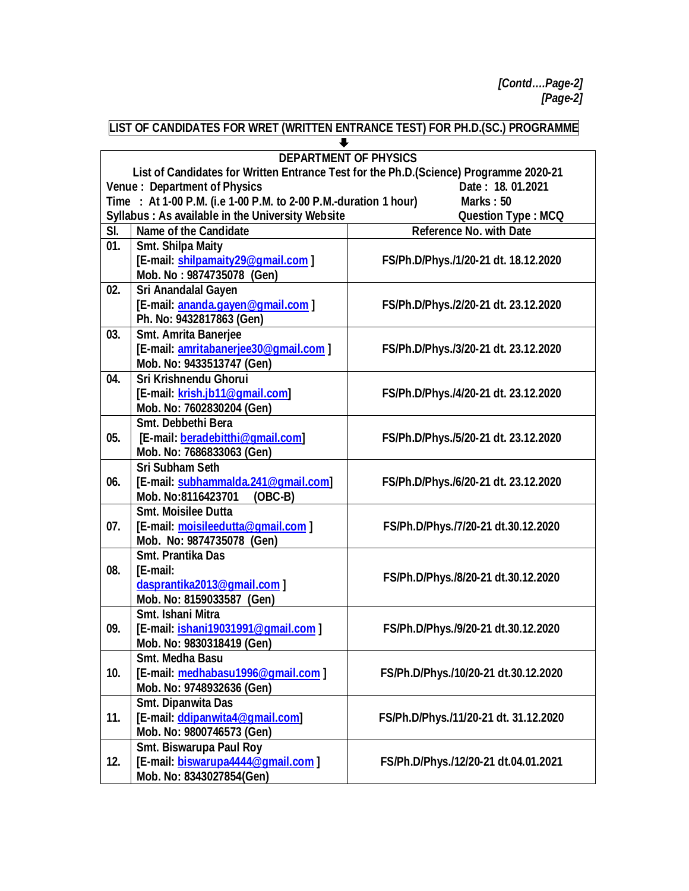*[Contd….Page-2]*
*[Page-2]*

**LIST OF CANDIDATES FOR WRET (WRITTEN ENTRANCE TEST) FOR PH.D.(SC.) PROGRAMME**

⬇

**DEPARTMENT OF PHYSICS**

**List of Candidates for Written Entrance Test for the Ph.D.(Science) Programme 2020-21**

**Venue : Department of Physics** — **Date : 18. 01.2021**

**Time : At 1-00 P.M. (i.e 1-00 P.M. to 2-00 P.M.-duration 1 hour)** — **Marks : 50**

**Syllabus : As available in the University Website** — **Question Type : MCQ**

| Sl. | Name of the Candidate | Reference No. with Date |
|---|---|---|
| 01. | Smt. Shilpa Maity [E-mail: shilpamaity29@gmail.com ] Mob. No : 9874735078 (Gen) | FS/Ph.D/Phys./1/20-21 dt. 18.12.2020 |
| 02. | Sri Anandalal Gayen [E-mail: ananda.gayen@gmail.com ] Ph. No: 9432817863 (Gen) | FS/Ph.D/Phys./2/20-21 dt. 23.12.2020 |
| 03. | Smt. Amrita Banerjee [E-mail: amritabanerjee30@gmail.com ] Mob. No: 9433513747 (Gen) | FS/Ph.D/Phys./3/20-21 dt. 23.12.2020 |
| 04. | Sri Krishnendu Ghorui [E-mail: krish.jb11@gmail.com] Mob. No: 7602830204 (Gen) | FS/Ph.D/Phys./4/20-21 dt. 23.12.2020 |
| 05. | Smt. Debbethi Bera [E-mail: beradebitthi@gmail.com] Mob. No: 7686833063 (Gen) | FS/Ph.D/Phys./5/20-21 dt. 23.12.2020 |
| 06. | Sri Subham Seth [E-mail: subhammalda.241@gmail.com] Mob. No:8116423701 (OBC-B) | FS/Ph.D/Phys./6/20-21 dt. 23.12.2020 |
| 07. | Smt. Moisilee Dutta [E-mail: moisileedutta@gmail.com ] Mob. No: 9874735078 (Gen) | FS/Ph.D/Phys./7/20-21 dt.30.12.2020 |
| 08. | Smt. Prantika Das [E-mail: dasprantika2013@gmail.com ] Mob. No: 8159033587 (Gen) | FS/Ph.D/Phys./8/20-21 dt.30.12.2020 |
| 09. | Smt. Ishani Mitra [E-mail: ishani19031991@gmail.com ] Mob. No: 9830318419 (Gen) | FS/Ph.D/Phys./9/20-21 dt.30.12.2020 |
| 10. | Smt. Medha Basu [E-mail: medhabasu1996@gmail.com ] Mob. No: 9748932636 (Gen) | FS/Ph.D/Phys./10/20-21 dt.30.12.2020 |
| 11. | Smt. Dipanwita Das [E-mail: ddipanwita4@gmail.com] Mob. No: 9800746573 (Gen) | FS/Ph.D/Phys./11/20-21 dt. 31.12.2020 |
| 12. | Smt. Biswarupa Paul Roy [E-mail: biswarupa4444@gmail.com ] Mob. No: 8343027854(Gen) | FS/Ph.D/Phys./12/20-21 dt.04.01.2021 |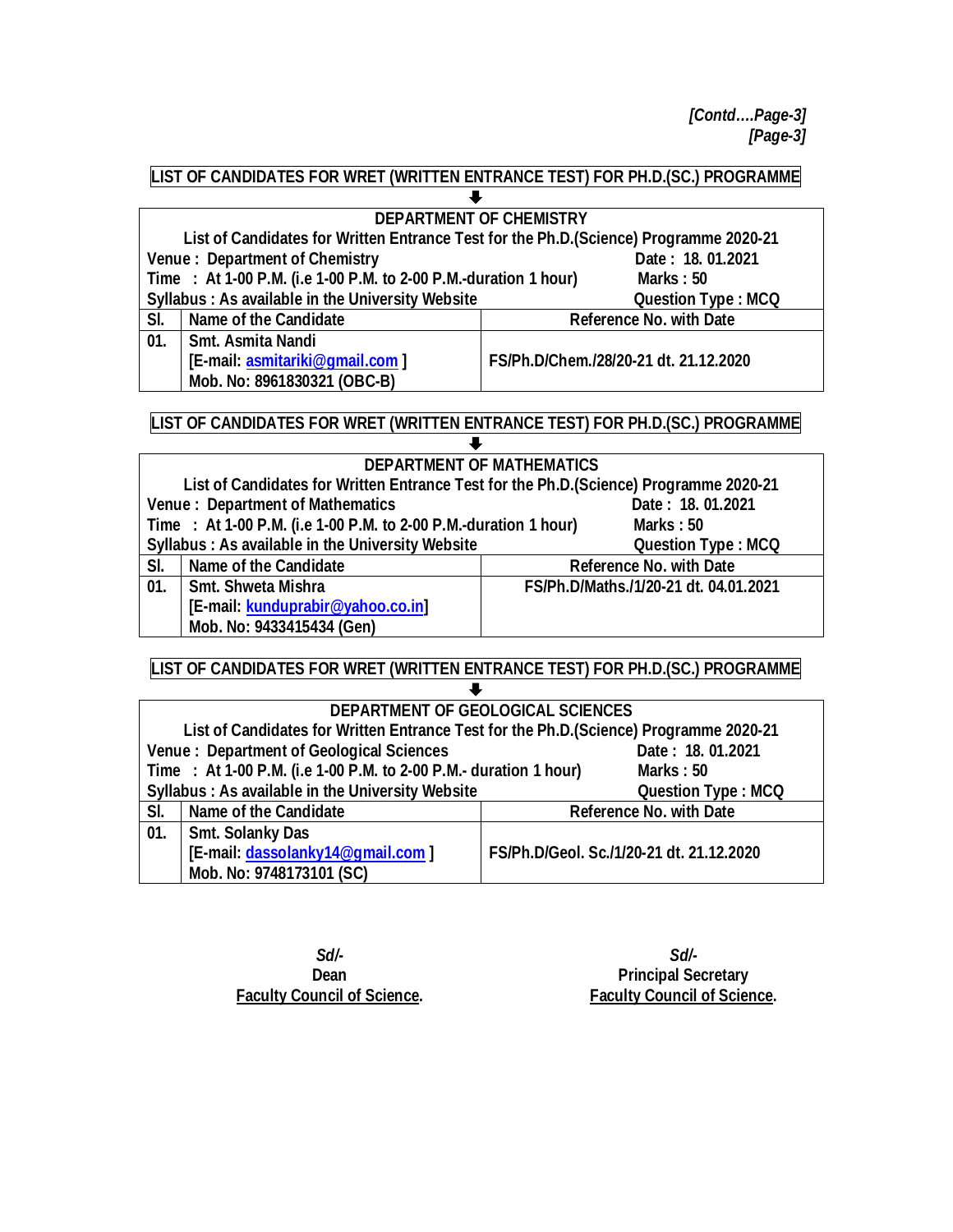*[Contd….Page-3]*
*[Page-3]*

**LIST OF CANDIDATES FOR WRET (WRITTEN ENTRANCE TEST) FOR PH.D.(SC.) PROGRAMME**

⬇

**DEPARTMENT OF CHEMISTRY**

**List of Candidates for Written Entrance Test for the Ph.D.(Science) Programme 2020-21**

**Venue : Department of Chemistry** — **Date : 18. 01.2021**

**Time : At 1-00 P.M. (i.e 1-00 P.M. to 2-00 P.M.-duration 1 hour)** — **Marks : 50**

**Syllabus : As available in the University Website** — **Question Type : MCQ**

| Sl. | Name of the Candidate | Reference No. with Date |
|---|---|---|
| 01. | Smt. Asmita Nandi<br>[E-mail: asmitariki@gmail.com ]<br>Mob. No: 8961830321 (OBC-B) | FS/Ph.D/Chem./28/20-21 dt. 21.12.2020 |

**LIST OF CANDIDATES FOR WRET (WRITTEN ENTRANCE TEST) FOR PH.D.(SC.) PROGRAMME**

⬇

**DEPARTMENT OF MATHEMATICS**

**List of Candidates for Written Entrance Test for the Ph.D.(Science) Programme 2020-21**

**Venue : Department of Mathematics** — **Date : 18. 01.2021**

**Time : At 1-00 P.M. (i.e 1-00 P.M. to 2-00 P.M.-duration 1 hour)** — **Marks : 50**

**Syllabus : As available in the University Website** — **Question Type : MCQ**

| Sl. | Name of the Candidate | Reference No. with Date |
|---|---|---|
| 01. | Smt. Shweta Mishra<br>[E-mail: kunduprabir@yahoo.co.in]<br>Mob. No: 9433415434 (Gen) | FS/Ph.D/Maths./1/20-21 dt. 04.01.2021 |

**LIST OF CANDIDATES FOR WRET (WRITTEN ENTRANCE TEST) FOR PH.D.(SC.) PROGRAMME**

⬇

**DEPARTMENT OF GEOLOGICAL SCIENCES**

**List of Candidates for Written Entrance Test for the Ph.D.(Science) Programme 2020-21**

**Venue : Department of Geological Sciences** — **Date : 18. 01.2021**

**Time : At 1-00 P.M. (i.e 1-00 P.M. to 2-00 P.M.- duration 1 hour)** — **Marks : 50**

**Syllabus : As available in the University Website** — **Question Type : MCQ**

| Sl. | Name of the Candidate | Reference No. with Date |
|---|---|---|
| 01. | Smt. Solanky Das<br>[E-mail: dassolanky14@gmail.com ]<br>Mob. No: 9748173101 (SC) | FS/Ph.D/Geol. Sc./1/20-21 dt. 21.12.2020 |

*Sd/-*
**Dean**
**Faculty Council of Science.**

*Sd/-*
**Principal Secretary**
**Faculty Council of Science.**